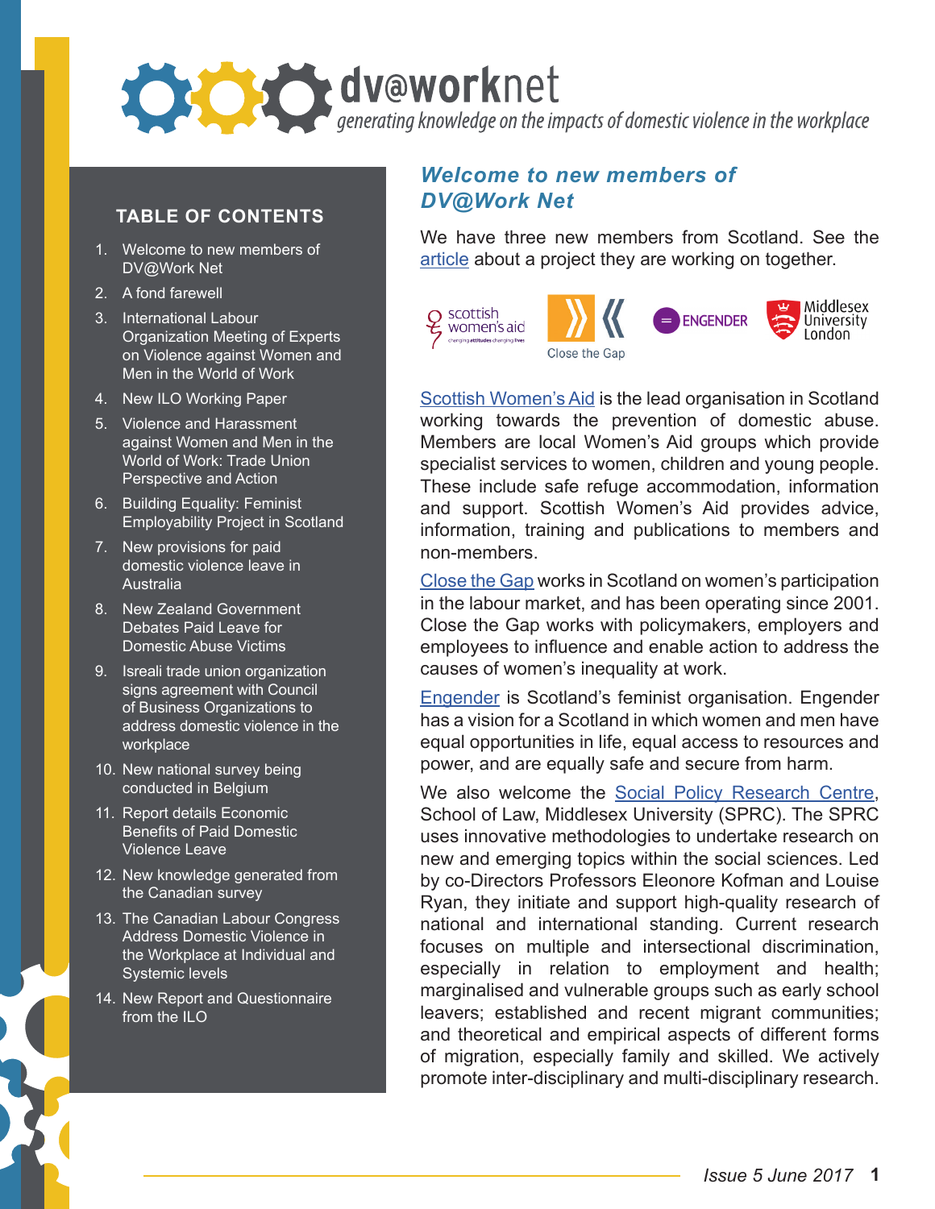# dv@worknet

*generating knowledge on the impacts of domestic violence in the workplace*

## TABLE OF CONTENTS

1. Welcome to new members of DV@Work Net
2. A fond farewell
3. International Labour Organization Meeting of Experts on Violence against Women and Men in the World of Work
4. New ILO Working Paper
5. Violence and Harassment against Women and Men in the World of Work: Trade Union Perspective and Action
6. Building Equality: Feminist Employability Project in Scotland
7. New provisions for paid domestic violence leave in Australia
8. New Zealand Government Debates Paid Leave for Domestic Abuse Victims
9. Isreali trade union organization signs agreement with Council of Business Organizations to address domestic violence in the workplace
10. New national survey being conducted in Belgium
11. Report details Economic Benefits of Paid Domestic Violence Leave
12. New knowledge generated from the Canadian survey
13. The Canadian Labour Congress Address Domestic Violence in the Workplace at Individual and Systemic levels
14. New Report and Questionnaire from the ILO

## *Welcome to new members of DV@Work Net*

We have three new members from Scotland. See the article about a project they are working on together.

scottish women's aid — Close the Gap — ENGENDER — Middlesex University London

Scottish Women's Aid is the lead organisation in Scotland working towards the prevention of domestic abuse. Members are local Women's Aid groups which provide specialist services to women, children and young people. These include safe refuge accommodation, information and support. Scottish Women's Aid provides advice, information, training and publications to members and non-members.

Close the Gap works in Scotland on women's participation in the labour market, and has been operating since 2001. Close the Gap works with policymakers, employers and employees to influence and enable action to address the causes of women's inequality at work.

Engender is Scotland's feminist organisation. Engender has a vision for a Scotland in which women and men have equal opportunities in life, equal access to resources and power, and are equally safe and secure from harm.

We also welcome the Social Policy Research Centre, School of Law, Middlesex University (SPRC). The SPRC uses innovative methodologies to undertake research on new and emerging topics within the social sciences. Led by co-Directors Professors Eleonore Kofman and Louise Ryan, they initiate and support high-quality research of national and international standing. Current research focuses on multiple and intersectional discrimination, especially in relation to employment and health; marginalised and vulnerable groups such as early school leavers; established and recent migrant communities; and theoretical and empirical aspects of different forms of migration, especially family and skilled. We actively promote inter-disciplinary and multi-disciplinary research.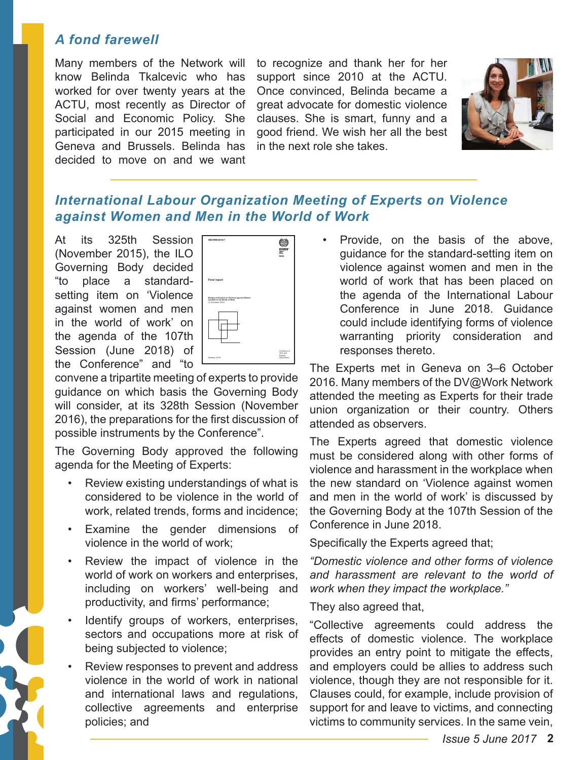## *A fond farewell*

Many members of the Network will know Belinda Tkalcevic who has worked for over twenty years at the ACTU, most recently as Director of Social and Economic Policy. She participated in our 2015 meeting in Geneva and Brussels. Belinda has decided to move on and we want to recognize and thank her for her support since 2010 at the ACTU. Once convinced, Belinda became a great advocate for domestic violence clauses. She is smart, funny and a good friend. We wish her all the best in the next role she takes.

## *International Labour Organization Meeting of Experts on Violence against Women and Men in the World of Work*

At its 325th Session (November 2015), the ILO Governing Body decided "to place a standard-setting item on 'Violence against women and men in the world of work' on the agenda of the 107th Session (June 2018) of the Conference" and "to convene a tripartite meeting of experts to provide guidance on which basis the Governing Body will consider, at its 328th Session (November 2016), the preparations for the first discussion of possible instruments by the Conference".

The Governing Body approved the following agenda for the Meeting of Experts:

- Review existing understandings of what is considered to be violence in the world of work, related trends, forms and incidence;
- Examine the gender dimensions of violence in the world of work;
- Review the impact of violence in the world of work on workers and enterprises, including on workers' well-being and productivity, and firms' performance;
- Identify groups of workers, enterprises, sectors and occupations more at risk of being subjected to violence;
- Review responses to prevent and address violence in the world of work in national and international laws and regulations, collective agreements and enterprise policies; and
- Provide, on the basis of the above, guidance for the standard-setting item on violence against women and men in the world of work that has been placed on the agenda of the International Labour Conference in June 2018. Guidance could include identifying forms of violence warranting priority consideration and responses thereto.

The Experts met in Geneva on 3–6 October 2016. Many members of the DV@Work Network attended the meeting as Experts for their trade union organization or their country. Others attended as observers.

The Experts agreed that domestic violence must be considered along with other forms of violence and harassment in the workplace when the new standard on 'Violence against women and men in the world of work' is discussed by the Governing Body at the 107th Session of the Conference in June 2018.

Specifically the Experts agreed that;

*"Domestic violence and other forms of violence and harassment are relevant to the world of work when they impact the workplace."*

They also agreed that,

"Collective agreements could address the effects of domestic violence. The workplace provides an entry point to mitigate the effects, and employers could be allies to address such violence, though they are not responsible for it. Clauses could, for example, include provision of support for and leave to victims, and connecting victims to community services. In the same vein,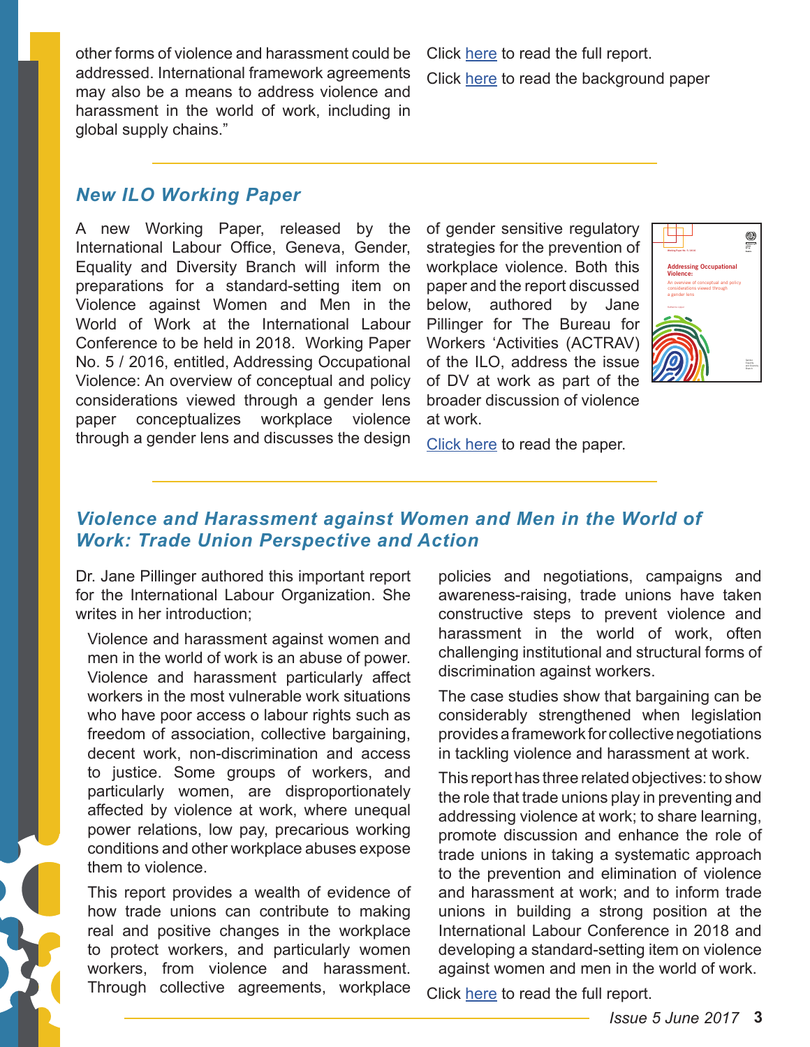other forms of violence and harassment could be addressed. International framework agreements may also be a means to address violence and harassment in the world of work, including in global supply chains."

Click here to read the full report.

Click here to read the background paper

## *New ILO Working Paper*

A new Working Paper, released by the International Labour Office, Geneva, Gender, Equality and Diversity Branch will inform the preparations for a standard-setting item on Violence against Women and Men in the World of Work at the International Labour Conference to be held in 2018. Working Paper No. 5 / 2016, entitled, Addressing Occupational Violence: An overview of conceptual and policy considerations viewed through a gender lens paper conceptualizes workplace violence through a gender lens and discusses the design of gender sensitive regulatory strategies for the prevention of workplace violence. Both this paper and the report discussed below, authored by Jane Pillinger for The Bureau for Workers 'Activities (ACTRAV) of the ILO, address the issue of DV at work as part of the broader discussion of violence at work.

Click here to read the paper.

## *Violence and Harassment against Women and Men in the World of Work: Trade Union Perspective and Action*

Dr. Jane Pillinger authored this important report for the International Labour Organization. She writes in her introduction;

> Violence and harassment against women and men in the world of work is an abuse of power. Violence and harassment particularly affect workers in the most vulnerable work situations who have poor access o labour rights such as freedom of association, collective bargaining, decent work, non-discrimination and access to justice. Some groups of workers, and particularly women, are disproportionately affected by violence at work, where unequal power relations, low pay, precarious working conditions and other workplace abuses expose them to violence.
>
> This report provides a wealth of evidence of how trade unions can contribute to making real and positive changes in the workplace to protect workers, and particularly women workers, from violence and harassment. Through collective agreements, workplace policies and negotiations, campaigns and awareness-raising, trade unions have taken constructive steps to prevent violence and harassment in the world of work, often challenging institutional and structural forms of discrimination against workers.
>
> The case studies show that bargaining can be considerably strengthened when legislation provides a framework for collective negotiations in tackling violence and harassment at work.
>
> This report has three related objectives: to show the role that trade unions play in preventing and addressing violence at work; to share learning, promote discussion and enhance the role of trade unions in taking a systematic approach to the prevention and elimination of violence and harassment at work; and to inform trade unions in building a strong position at the International Labour Conference in 2018 and developing a standard-setting item on violence against women and men in the world of work.

Click here to read the full report.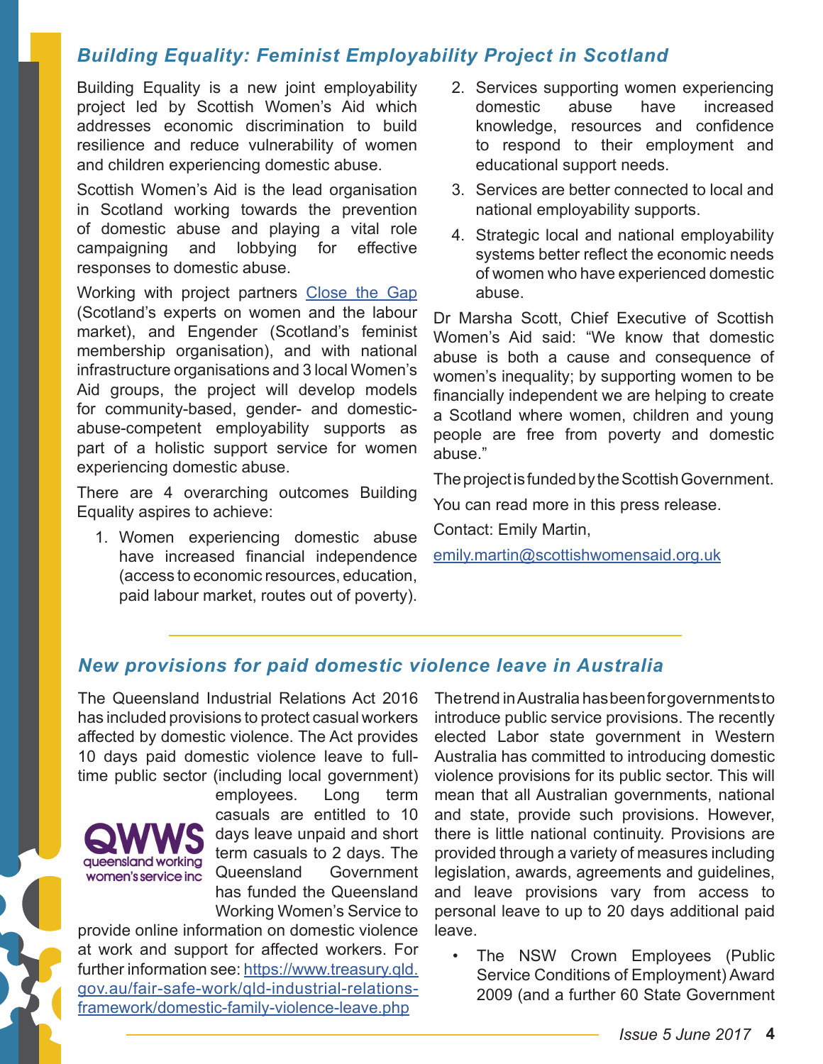## *Building Equality: Feminist Employability Project in Scotland*

Building Equality is a new joint employability project led by Scottish Women's Aid which addresses economic discrimination to build resilience and reduce vulnerability of women and children experiencing domestic abuse.

Scottish Women's Aid is the lead organisation in Scotland working towards the prevention of domestic abuse and playing a vital role campaigning and lobbying for effective responses to domestic abuse.

Working with project partners Close the Gap (Scotland's experts on women and the labour market), and Engender (Scotland's feminist membership organisation), and with national infrastructure organisations and 3 local Women's Aid groups, the project will develop models for community-based, gender- and domestic-abuse-competent employability supports as part of a holistic support service for women experiencing domestic abuse.

There are 4 overarching outcomes Building Equality aspires to achieve:

1. Women experiencing domestic abuse have increased financial independence (access to economic resources, education, paid labour market, routes out of poverty).
2. Services supporting women experiencing domestic abuse have increased knowledge, resources and confidence to respond to their employment and educational support needs.
3. Services are better connected to local and national employability supports.
4. Strategic local and national employability systems better reflect the economic needs of women who have experienced domestic abuse.

Dr Marsha Scott, Chief Executive of Scottish Women's Aid said: "We know that domestic abuse is both a cause and consequence of women's inequality; by supporting women to be financially independent we are helping to create a Scotland where women, children and young people are free from poverty and domestic abuse."

The project is funded by the Scottish Government.

You can read more in this press release.

Contact: Emily Martin,

emily.martin@scottishwomensaid.org.uk

---

## *New provisions for paid domestic violence leave in Australia*

The Queensland Industrial Relations Act 2016 has included provisions to protect casual workers affected by domestic violence. The Act provides 10 days paid domestic violence leave to full-time public sector (including local government) employees. Long term casuals are entitled to 10 days leave unpaid and short term casuals to 2 days. The Queensland Government has funded the Queensland Working Women's Service to provide online information on domestic violence at work and support for affected workers. For further information see: https://www.treasury.qld.gov.au/fair-safe-work/qld-industrial-relations-framework/domestic-family-violence-leave.php

QWWS queensland working women's service inc

The trend in Australia has been for governments to introduce public service provisions. The recently elected Labor state government in Western Australia has committed to introducing domestic violence provisions for its public sector. This will mean that all Australian governments, national and state, provide such provisions. However, there is little national continuity. Provisions are provided through a variety of measures including legislation, awards, agreements and guidelines, and leave provisions vary from access to personal leave to up to 20 days additional paid leave.

- The NSW Crown Employees (Public Service Conditions of Employment) Award 2009 (and a further 60 State Government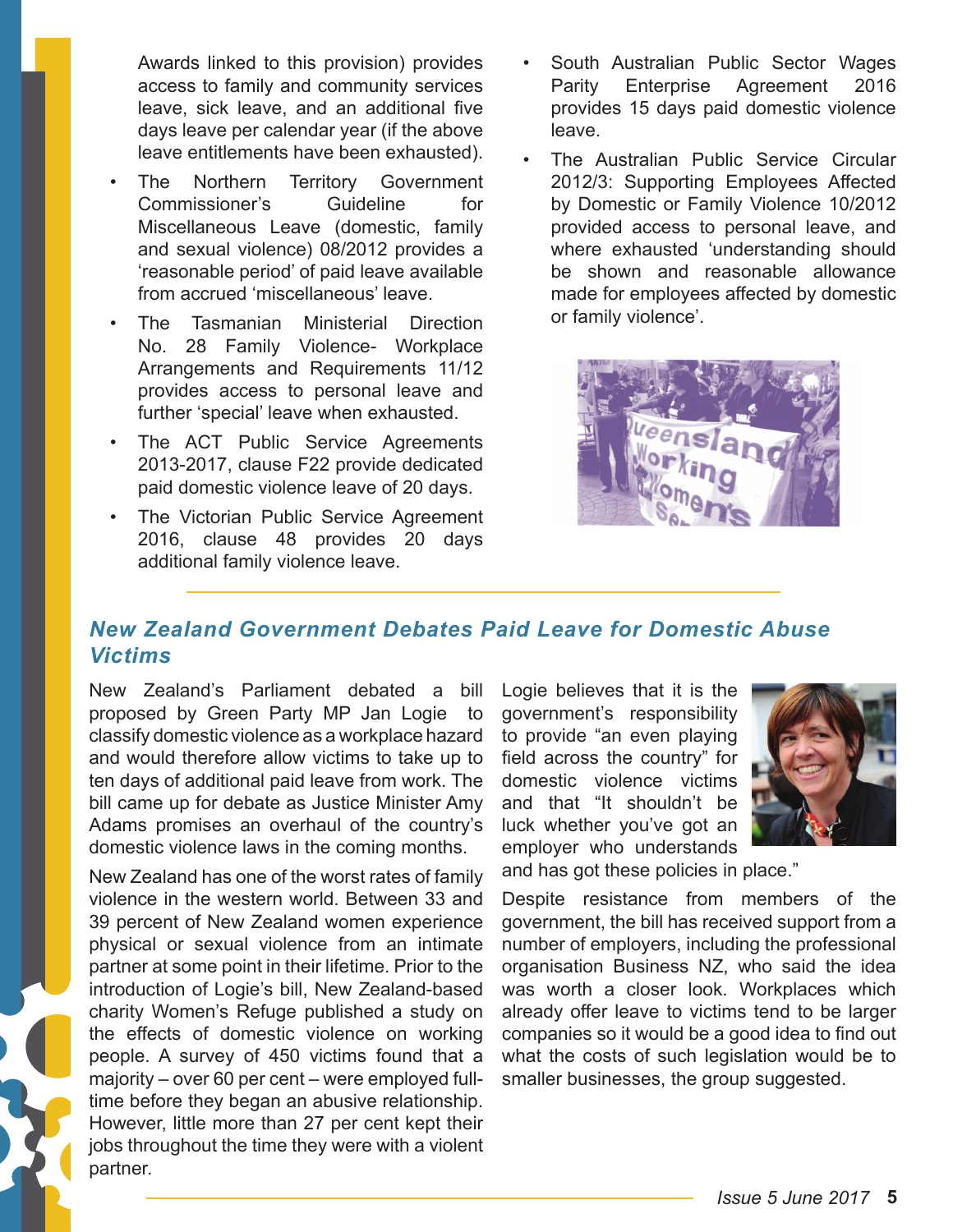Awards linked to this provision) provides access to family and community services leave, sick leave, and an additional five days leave per calendar year (if the above leave entitlements have been exhausted).

- The Northern Territory Government Commissioner's Guideline for Miscellaneous Leave (domestic, family and sexual violence) 08/2012 provides a 'reasonable period' of paid leave available from accrued 'miscellaneous' leave.
- The Tasmanian Ministerial Direction No. 28 Family Violence- Workplace Arrangements and Requirements 11/12 provides access to personal leave and further 'special' leave when exhausted.
- The ACT Public Service Agreements 2013-2017, clause F22 provide dedicated paid domestic violence leave of 20 days.
- The Victorian Public Service Agreement 2016, clause 48 provides 20 days additional family violence leave.
- South Australian Public Sector Wages Parity Enterprise Agreement 2016 provides 15 days paid domestic violence leave.
- The Australian Public Service Circular 2012/3: Supporting Employees Affected by Domestic or Family Violence 10/2012 provided access to personal leave, and where exhausted 'understanding should be shown and reasonable allowance made for employees affected by domestic or family violence'.

## *New Zealand Government Debates Paid Leave for Domestic Abuse Victims*

New Zealand's Parliament debated a bill proposed by Green Party MP Jan Logie to classify domestic violence as a workplace hazard and would therefore allow victims to take up to ten days of additional paid leave from work. The bill came up for debate as Justice Minister Amy Adams promises an overhaul of the country's domestic violence laws in the coming months.

New Zealand has one of the worst rates of family violence in the western world. Between 33 and 39 percent of New Zealand women experience physical or sexual violence from an intimate partner at some point in their lifetime. Prior to the introduction of Logie's bill, New Zealand-based charity Women's Refuge published a study on the effects of domestic violence on working people. A survey of 450 victims found that a majority – over 60 per cent – were employed full-time before they began an abusive relationship. However, little more than 27 per cent kept their jobs throughout the time they were with a violent partner.

Logie believes that it is the government's responsibility to provide "an even playing field across the country" for domestic violence victims and that "It shouldn't be luck whether you've got an employer who understands and has got these policies in place."

Despite resistance from members of the government, the bill has received support from a number of employers, including the professional organisation Business NZ, who said the idea was worth a closer look. Workplaces which already offer leave to victims tend to be larger companies so it would be a good idea to find out what the costs of such legislation would be to smaller businesses, the group suggested.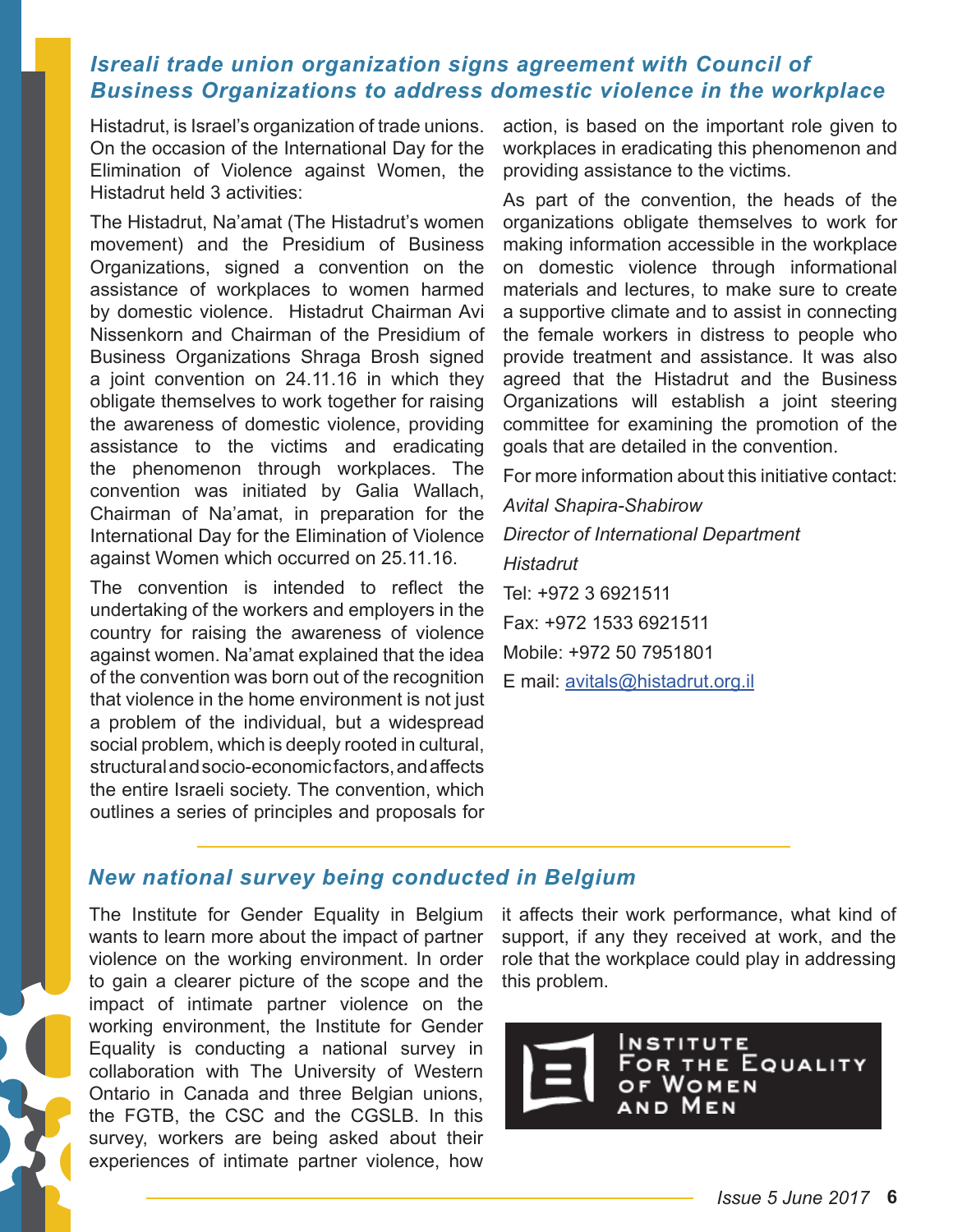## *Isreali trade union organization signs agreement with Council of Business Organizations to address domestic violence in the workplace*

Histadrut, is Israel's organization of trade unions. On the occasion of the International Day for the Elimination of Violence against Women, the Histadrut held 3 activities:

The Histadrut, Na'amat (The Histadrut's women movement) and the Presidium of Business Organizations, signed a convention on the assistance of workplaces to women harmed by domestic violence. Histadrut Chairman Avi Nissenkorn and Chairman of the Presidium of Business Organizations Shraga Brosh signed a joint convention on 24.11.16 in which they obligate themselves to work together for raising the awareness of domestic violence, providing assistance to the victims and eradicating the phenomenon through workplaces. The convention was initiated by Galia Wallach, Chairman of Na'amat, in preparation for the International Day for the Elimination of Violence against Women which occurred on 25.11.16.

The convention is intended to reflect the undertaking of the workers and employers in the country for raising the awareness of violence against women. Na'amat explained that the idea of the convention was born out of the recognition that violence in the home environment is not just a problem of the individual, but a widespread social problem, which is deeply rooted in cultural, structural and socio-economic factors, and affects the entire Israeli society. The convention, which outlines a series of principles and proposals for action, is based on the important role given to workplaces in eradicating this phenomenon and providing assistance to the victims.

As part of the convention, the heads of the organizations obligate themselves to work for making information accessible in the workplace on domestic violence through informational materials and lectures, to make sure to create a supportive climate and to assist in connecting the female workers in distress to people who provide treatment and assistance. It was also agreed that the Histadrut and the Business Organizations will establish a joint steering committee for examining the promotion of the goals that are detailed in the convention.

For more information about this initiative contact:

*Avital Shapira-Shabirow*

*Director of International Department*

*Histadrut*

Tel: +972 3 6921511

Fax: +972 1533 6921511

Mobile: +972 50 7951801

E mail: avitals@histadrut.org.il

## *New national survey being conducted in Belgium*

The Institute for Gender Equality in Belgium wants to learn more about the impact of partner violence on the working environment. In order to gain a clearer picture of the scope and the impact of intimate partner violence on the working environment, the Institute for Gender Equality is conducting a national survey in collaboration with The University of Western Ontario in Canada and three Belgian unions, the FGTB, the CSC and the CGSLB. In this survey, workers are being asked about their experiences of intimate partner violence, how it affects their work performance, what kind of support, if any they received at work, and the role that the workplace could play in addressing this problem.

Institute for the Equality of Women and Men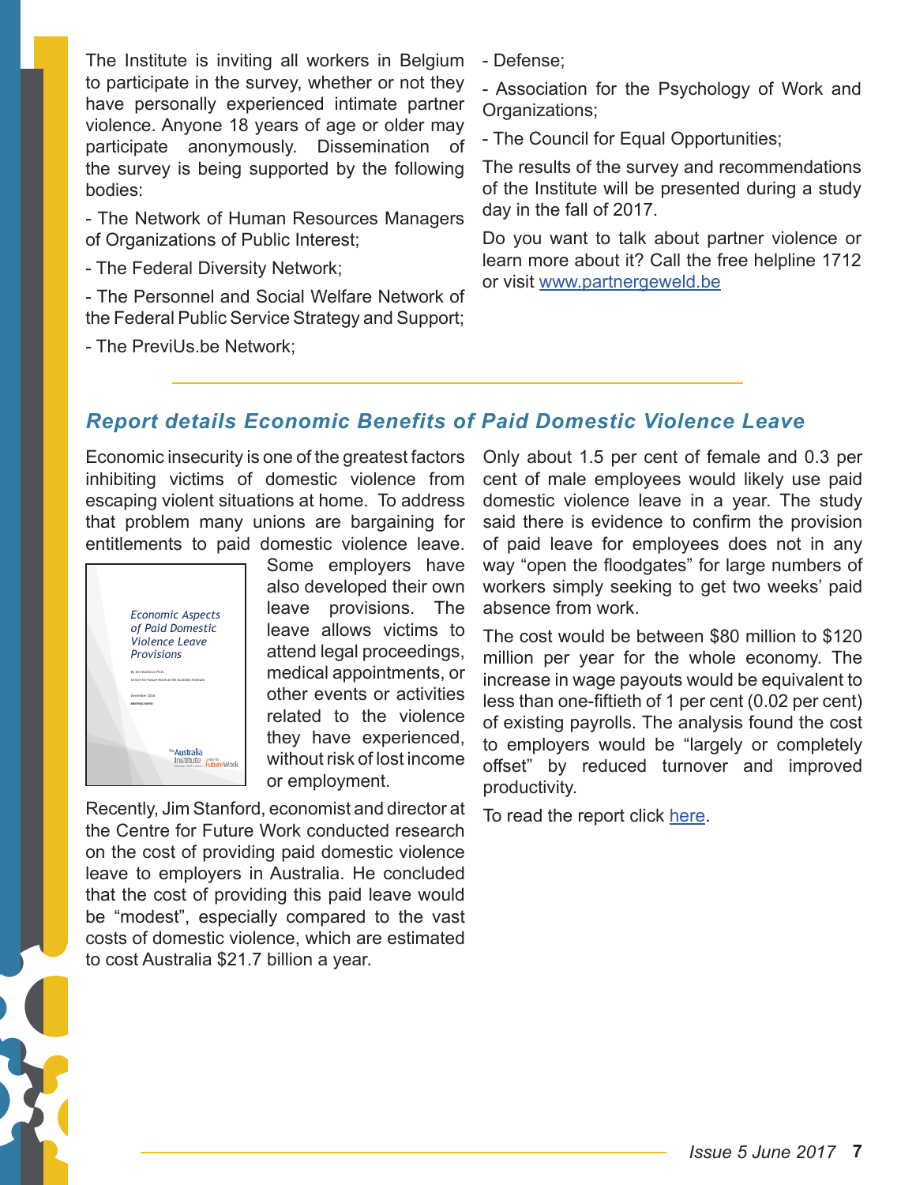The Institute is inviting all workers in Belgium to participate in the survey, whether or not they have personally experienced intimate partner violence. Anyone 18 years of age or older may participate anonymously. Dissemination of the survey is being supported by the following bodies:

- The Network of Human Resources Managers of Organizations of Public Interest;
- The Federal Diversity Network;
- The Personnel and Social Welfare Network of the Federal Public Service Strategy and Support;
- The PreviUs.be Network;
- Defense;
- Association for the Psychology of Work and Organizations;
- The Council for Equal Opportunities;

The results of the survey and recommendations of the Institute will be presented during a study day in the fall of 2017.

Do you want to talk about partner violence or learn more about it? Call the free helpline 1712 or visit [www.partnergeweld.be](www.partnergeweld.be)

## *Report details Economic Benefits of Paid Domestic Violence Leave*

Economic insecurity is one of the greatest factors inhibiting victims of domestic violence from escaping violent situations at home. To address that problem many unions are bargaining for entitlements to paid domestic violence leave. Some employers have also developed their own leave provisions. The leave allows victims to attend legal proceedings, medical appointments, or other events or activities related to the violence they have experienced, without risk of lost income or employment.

*Economic Aspects of Paid Domestic Violence Leave Provisions*

By Jim Stanford, Ph.D.
Centre for Future Work at the Australia Institute

December 2016
BRIEFING PAPER

The Australia Institute | Centre for Future Work

Recently, Jim Stanford, economist and director at the Centre for Future Work conducted research on the cost of providing paid domestic violence leave to employers in Australia. He concluded that the cost of providing this paid leave would be "modest", especially compared to the vast costs of domestic violence, which are estimated to cost Australia $21.7 billion a year.

Only about 1.5 per cent of female and 0.3 per cent of male employees would likely use paid domestic violence leave in a year. The study said there is evidence to confirm the provision of paid leave for employees does not in any way "open the floodgates" for large numbers of workers simply seeking to get two weeks' paid absence from work.

The cost would be between $80 million to $120 million per year for the whole economy. The increase in wage payouts would be equivalent to less than one-fiftieth of 1 per cent (0.02 per cent) of existing payrolls. The analysis found the cost to employers would be "largely or completely offset" by reduced turnover and improved productivity.

To read the report click here.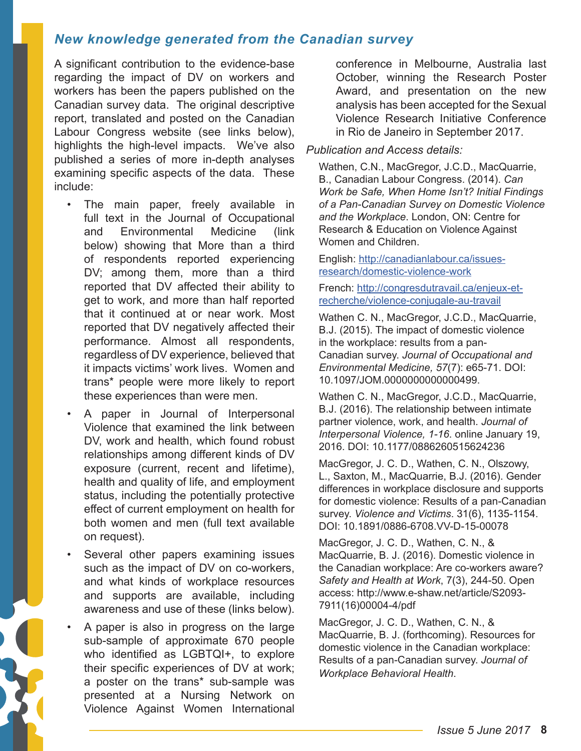## *New knowledge generated from the Canadian survey*

A significant contribution to the evidence-base regarding the impact of DV on workers and workers has been the papers published on the Canadian survey data. The original descriptive report, translated and posted on the Canadian Labour Congress website (see links below), highlights the high-level impacts. We've also published a series of more in-depth analyses examining specific aspects of the data. These include:

- The main paper, freely available in full text in the Journal of Occupational and Environmental Medicine (link below) showing that More than a third of respondents reported experiencing DV; among them, more than a third reported that DV affected their ability to get to work, and more than half reported that it continued at or near work. Most reported that DV negatively affected their performance. Almost all respondents, regardless of DV experience, believed that it impacts victims' work lives. Women and trans* people were more likely to report these experiences than were men.
- A paper in Journal of Interpersonal Violence that examined the link between DV, work and health, which found robust relationships among different kinds of DV exposure (current, recent and lifetime), health and quality of life, and employment status, including the potentially protective effect of current employment on health for both women and men (full text available on request).
- Several other papers examining issues such as the impact of DV on co-workers, and what kinds of workplace resources and supports are available, including awareness and use of these (links below).
- A paper is also in progress on the large sub-sample of approximate 670 people who identified as LGBTQI+, to explore their specific experiences of DV at work; a poster on the trans* sub-sample was presented at a Nursing Network on Violence Against Women International conference in Melbourne, Australia last October, winning the Research Poster Award, and presentation on the new analysis has been accepted for the Sexual Violence Research Initiative Conference in Rio de Janeiro in September 2017.

*Publication and Access details:*

Wathen, C.N., MacGregor, J.C.D., MacQuarrie, B., Canadian Labour Congress. (2014). *Can Work be Safe, When Home Isn't? Initial Findings of a Pan-Canadian Survey on Domestic Violence and the Workplace*. London, ON: Centre for Research & Education on Violence Against Women and Children.

English: http://canadianlabour.ca/issues-research/domestic-violence-work

French: http://congresdutravail.ca/enjeux-et-recherche/violence-conjugale-au-travail

Wathen C. N., MacGregor, J.C.D., MacQuarrie, B.J. (2015). The impact of domestic violence in the workplace: results from a pan-Canadian survey. *Journal of Occupational and Environmental Medicine, 57*(7): e65-71. DOI: 10.1097/JOM.0000000000000499.

Wathen C. N., MacGregor, J.C.D., MacQuarrie, B.J. (2016). The relationship between intimate partner violence, work, and health. *Journal of Interpersonal Violence, 1-16*. online January 19, 2016. DOI: 10.1177/0886260515624236

MacGregor, J. C. D., Wathen, C. N., Olszowy, L., Saxton, M., MacQuarrie, B.J. (2016). Gender differences in workplace disclosure and supports for domestic violence: Results of a pan-Canadian survey. *Violence and Victims*. 31(6), 1135-1154. DOI: 10.1891/0886-6708.VV-D-15-00078

MacGregor, J. C. D., Wathen, C. N., & MacQuarrie, B. J. (2016). Domestic violence in the Canadian workplace: Are co-workers aware? *Safety and Health at Work*, 7(3), 244-50. Open access: http://www.e-shaw.net/article/S2093-7911(16)00004-4/pdf

MacGregor, J. C. D., Wathen, C. N., & MacQuarrie, B. J. (forthcoming). Resources for domestic violence in the Canadian workplace: Results of a pan-Canadian survey. *Journal of Workplace Behavioral Health*.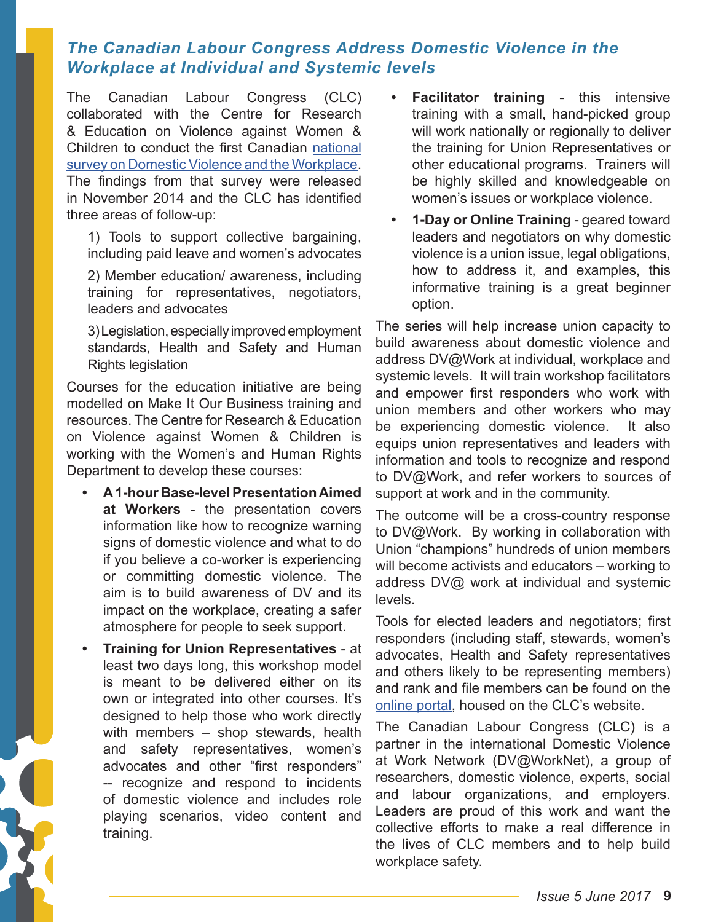## *The Canadian Labour Congress Address Domestic Violence in the Workplace at Individual and Systemic levels*

The Canadian Labour Congress (CLC) collaborated with the Centre for Research & Education on Violence against Women & Children to conduct the first Canadian national survey on Domestic Violence and the Workplace. The findings from that survey were released in November 2014 and the CLC has identified three areas of follow-up:

1) Tools to support collective bargaining, including paid leave and women's advocates

2) Member education/ awareness, including training for representatives, negotiators, leaders and advocates

3) Legislation, especially improved employment standards, Health and Safety and Human Rights legislation

Courses for the education initiative are being modelled on Make It Our Business training and resources. The Centre for Research & Education on Violence against Women & Children is working with the Women's and Human Rights Department to develop these courses:

- **A 1-hour Base-level Presentation Aimed at Workers** - the presentation covers information like how to recognize warning signs of domestic violence and what to do if you believe a co-worker is experiencing or committing domestic violence. The aim is to build awareness of DV and its impact on the workplace, creating a safer atmosphere for people to seek support.
- **Training for Union Representatives** - at least two days long, this workshop model is meant to be delivered either on its own or integrated into other courses. It's designed to help those who work directly with members – shop stewards, health and safety representatives, women's advocates and other "first responders" -- recognize and respond to incidents of domestic violence and includes role playing scenarios, video content and training.
- **Facilitator training** - this intensive training with a small, hand-picked group will work nationally or regionally to deliver the training for Union Representatives or other educational programs. Trainers will be highly skilled and knowledgeable on women's issues or workplace violence.
- **1-Day or Online Training** - geared toward leaders and negotiators on why domestic violence is a union issue, legal obligations, how to address it, and examples, this informative training is a great beginner option.

The series will help increase union capacity to build awareness about domestic violence and address DV@Work at individual, workplace and systemic levels. It will train workshop facilitators and empower first responders who work with union members and other workers who may be experiencing domestic violence. It also equips union representatives and leaders with information and tools to recognize and respond to DV@Work, and refer workers to sources of support at work and in the community.

The outcome will be a cross-country response to DV@Work. By working in collaboration with Union "champions" hundreds of union members will become activists and educators – working to address DV@ work at individual and systemic levels.

Tools for elected leaders and negotiators; first responders (including staff, stewards, women's advocates, Health and Safety representatives and others likely to be representing members) and rank and file members can be found on the online portal, housed on the CLC's website.

The Canadian Labour Congress (CLC) is a partner in the international Domestic Violence at Work Network (DV@WorkNet), a group of researchers, domestic violence, experts, social and labour organizations, and employers. Leaders are proud of this work and want the collective efforts to make a real difference in the lives of CLC members and to help build workplace safety.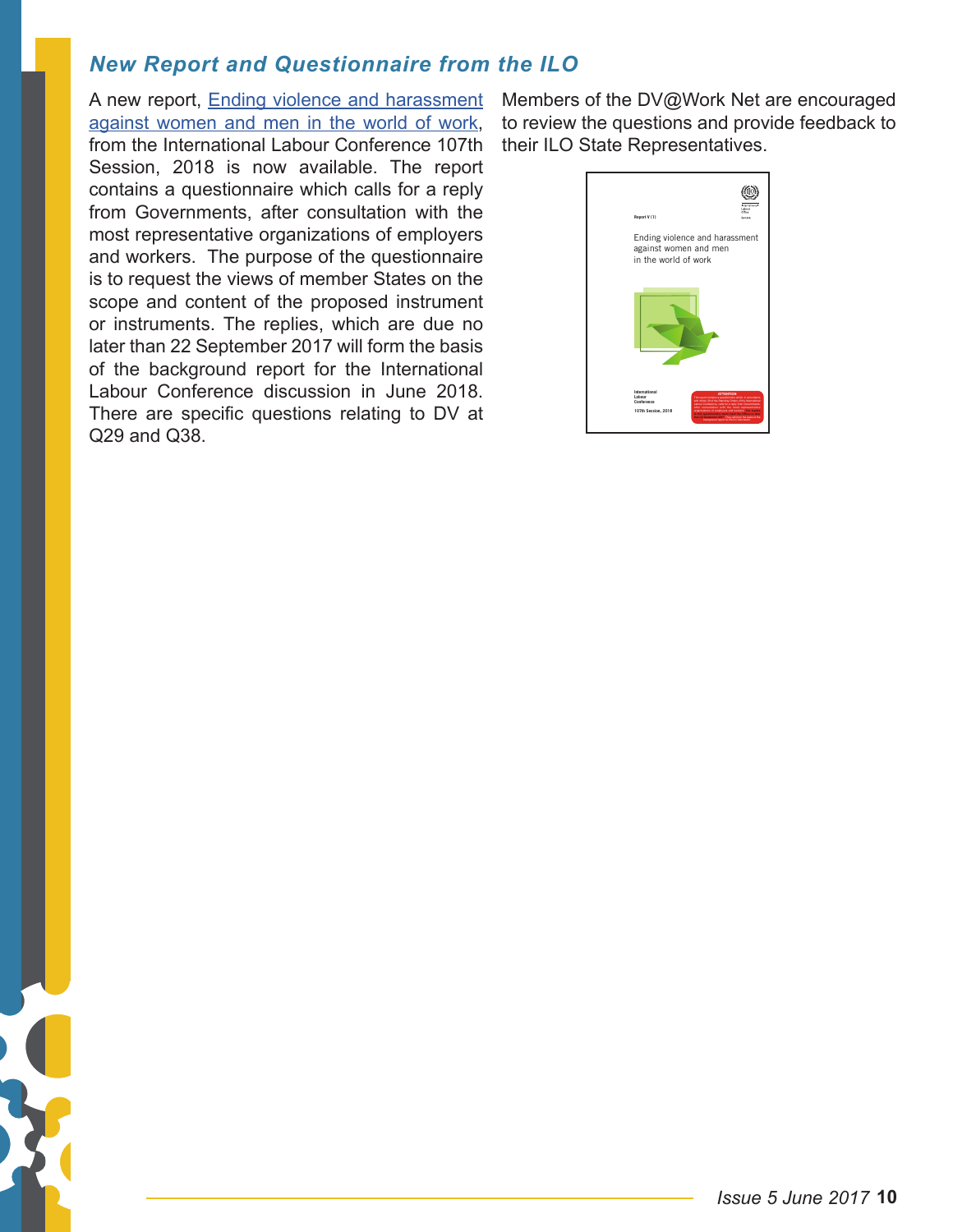## *New Report and Questionnaire from the ILO*

A new report, Ending violence and harassment against women and men in the world of work, from the International Labour Conference 107th Session, 2018 is now available. The report contains a questionnaire which calls for a reply from Governments, after consultation with the most representative organizations of employers and workers. The purpose of the questionnaire is to request the views of member States on the scope and content of the proposed instrument or instruments. The replies, which are due no later than 22 September 2017 will form the basis of the background report for the International Labour Conference discussion in June 2018. There are specific questions relating to DV at Q29 and Q38.

Members of the DV@Work Net are encouraged to review the questions and provide feedback to their ILO State Representatives.